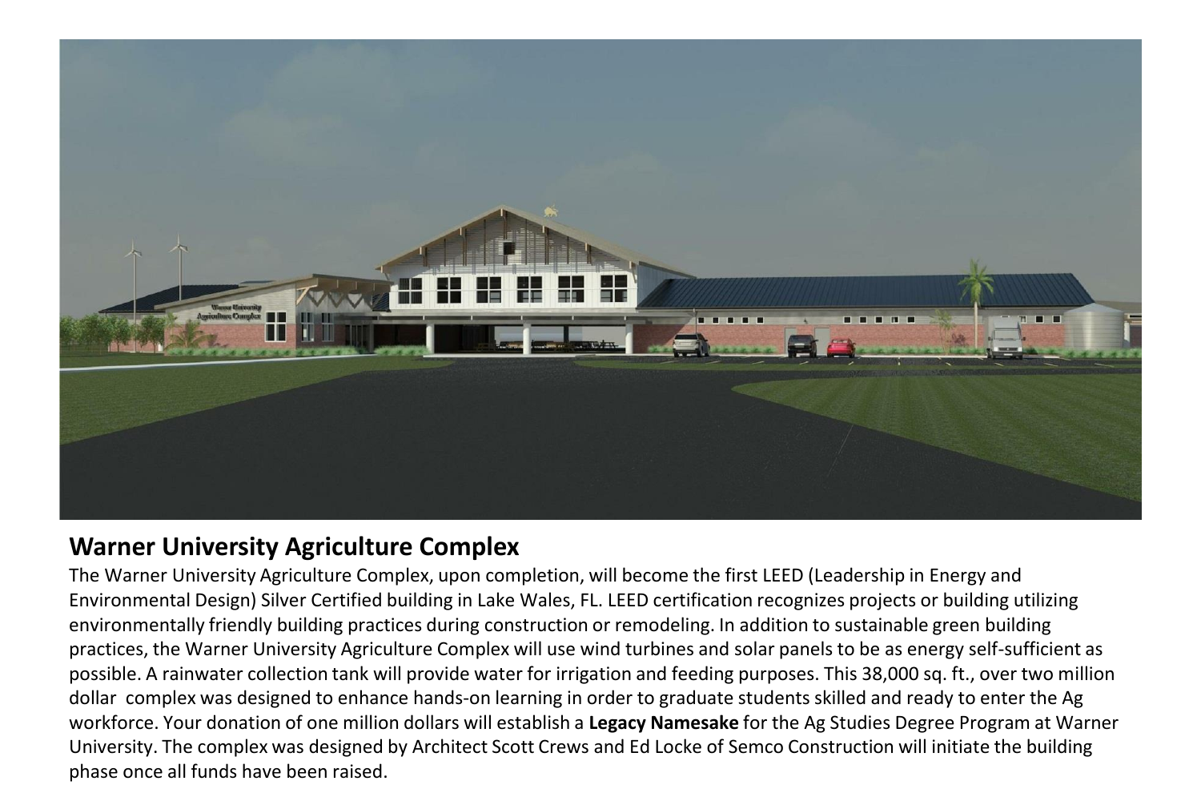## Warner University Agriculture Complex

The Warner University Agriculture Complex, upon completion, will become the first LEED (Leadership in Energy and Environmental Design) Silver Certified building in Lake Wales, FL. LEED certification recognizes projects or building utilizing environmentally friendly building practices during construction or remodeling. In addition to sustainable green building practices, the Warner University Agriculture Complex will use wind turbines and solar panels to be as energy self-sufficient as possible. A rainwater collection tank will provide water for irrigation and feeding purposes. This 38,000 sq. ft., over two million dollar complex was designed to enhance hands-on learning in order to graduate students skilled and ready to enter the Ag workforce. Your donation of one million dollars will establish a **Legacy Namesake** for the Ag Studies Degree Program at Warner University. The complex was designed by Architect Scott Crews and Ed Locke of Semco Construction will initiate the building phase once all funds have been raised.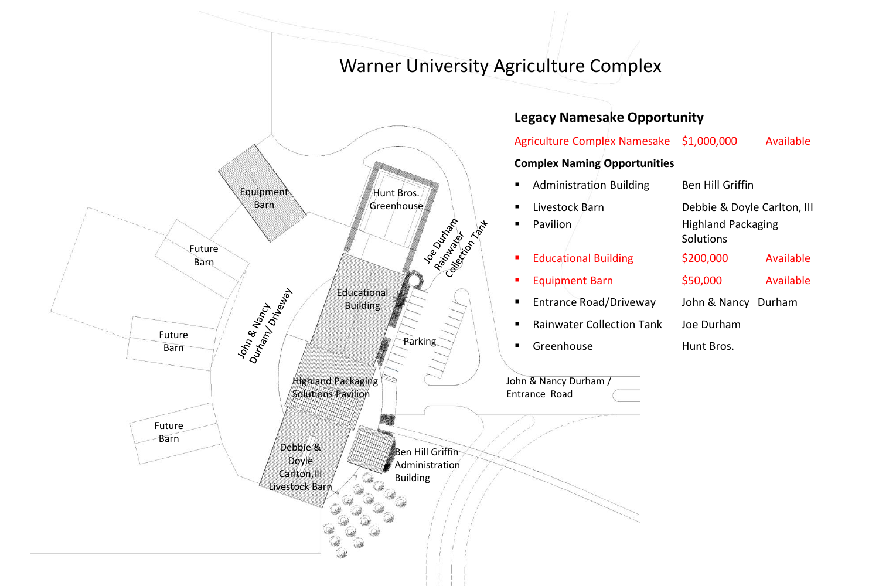# Warner University Agriculture Complex

## Legacy Namesake Opportunity

| | | |
|---|---|---|
| Agriculture Complex Namesake | $1,000,000 | Available |

**Complex Naming Opportunities**

| | | |
|---|---|---|
| Administration Building | Ben Hill Griffin | |
| Livestock Barn | Debbie & Doyle Carlton, III | |
| Pavilion | Highland Packaging Solutions | |
| Educational Building | $200,000 | Available |
| Equipment Barn | $50,000 | Available |
| Entrance Road/Driveway | John & Nancy Durham | |
| Rainwater Collection Tank | Joe Durham | |
| Greenhouse | Hunt Bros. | |

Equipment Barn

Hunt Bros. Greenhouse

Future Barn

Future Barn

Future Barn

Joe Durham Rainwater Collection Tank

Educational Building

John & Nancy Durham/ Driveway

Parking

Highland Packaging Solutions Pavilion

John & Nancy Durham / Entrance Road

Debbie & Doyle Carlton,III Livestock Barn

Ben Hill Griffin Administration Building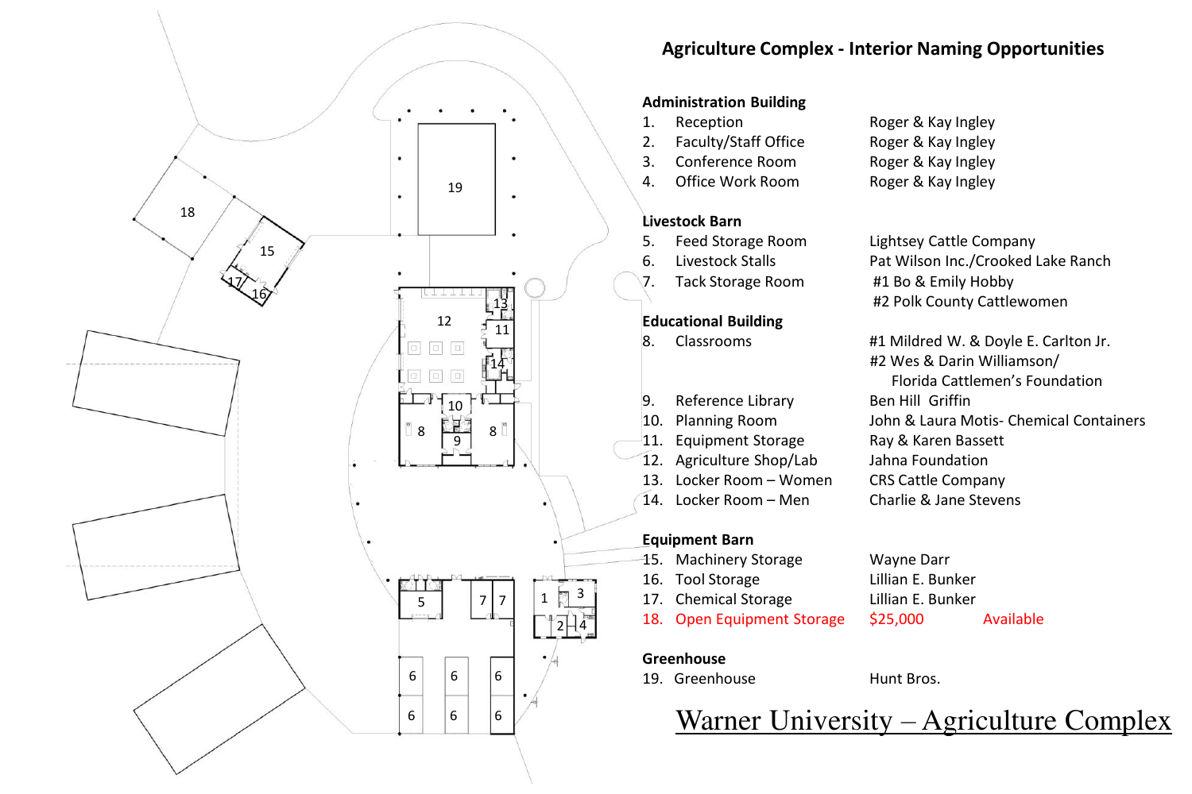# Agriculture Complex - Interior Naming Opportunities

**Administration Building**

1. Reception — Roger & Kay Ingley
2. Faculty/Staff Office — Roger & Kay Ingley
3. Conference Room — Roger & Kay Ingley
4. Office Work Room — Roger & Kay Ingley

**Livestock Barn**

5. Feed Storage Room — Lightsey Cattle Company
6. Livestock Stalls — Pat Wilson Inc./Crooked Lake Ranch
7. Tack Storage Room — #1 Bo & Emily Hobby; #2 Polk County Cattlewomen

**Educational Building**

8. Classrooms — #1 Mildred W. & Doyle E. Carlton Jr.; #2 Wes & Darin Williamson/ Florida Cattlemen's Foundation
9. Reference Library — Ben Hill Griffin
10. Planning Room — John & Laura Motis- Chemical Containers
11. Equipment Storage — Ray & Karen Bassett
12. Agriculture Shop/Lab — Jahna Foundation
13. Locker Room – Women — CRS Cattle Company
14. Locker Room – Men — Charlie & Jane Stevens

**Equipment Barn**

15. Machinery Storage — Wayne Darr
16. Tool Storage — Lillian E. Bunker
17. Chemical Storage — Lillian E. Bunker
18. Open Equipment Storage — $25,000 — Available

**Greenhouse**

19. Greenhouse — Hunt Bros.

Warner University – Agriculture Complex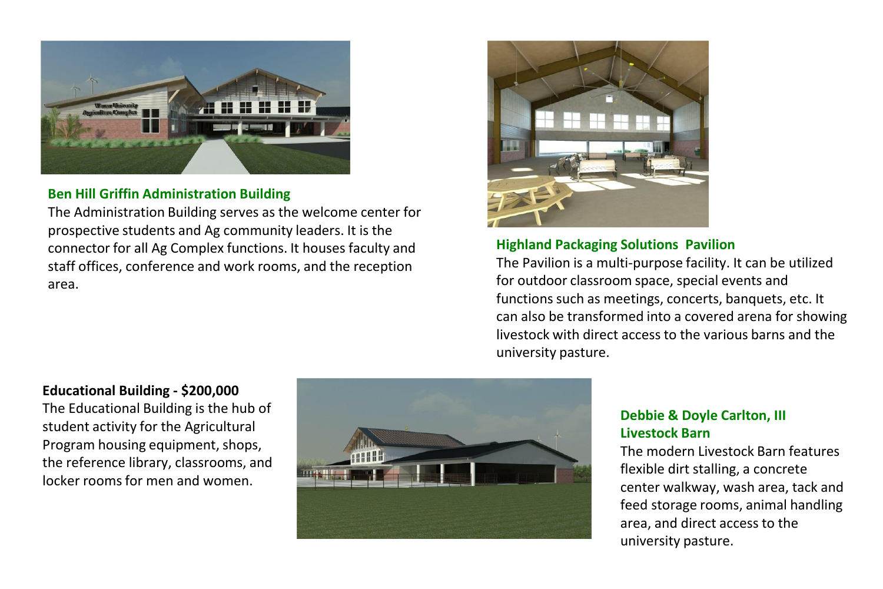### Ben Hill Griffin Administration Building

The Administration Building serves as the welcome center for prospective students and Ag community leaders. It is the connector for all Ag Complex functions. It houses faculty and staff offices, conference and work rooms, and the reception area.

### Highland Packaging Solutions Pavilion

The Pavilion is a multi-purpose facility. It can be utilized for outdoor classroom space, special events and functions such as meetings, concerts, banquets, etc. It can also be transformed into a covered arena for showing livestock with direct access to the various barns and the university pasture.

### Educational Building - $200,000

The Educational Building is the hub of student activity for the Agricultural Program housing equipment, shops, the reference library, classrooms, and locker rooms for men and women.

### Debbie & Doyle Carlton, III Livestock Barn

The modern Livestock Barn features flexible dirt stalling, a concrete center walkway, wash area, tack and feed storage rooms, animal handling area, and direct access to the university pasture.